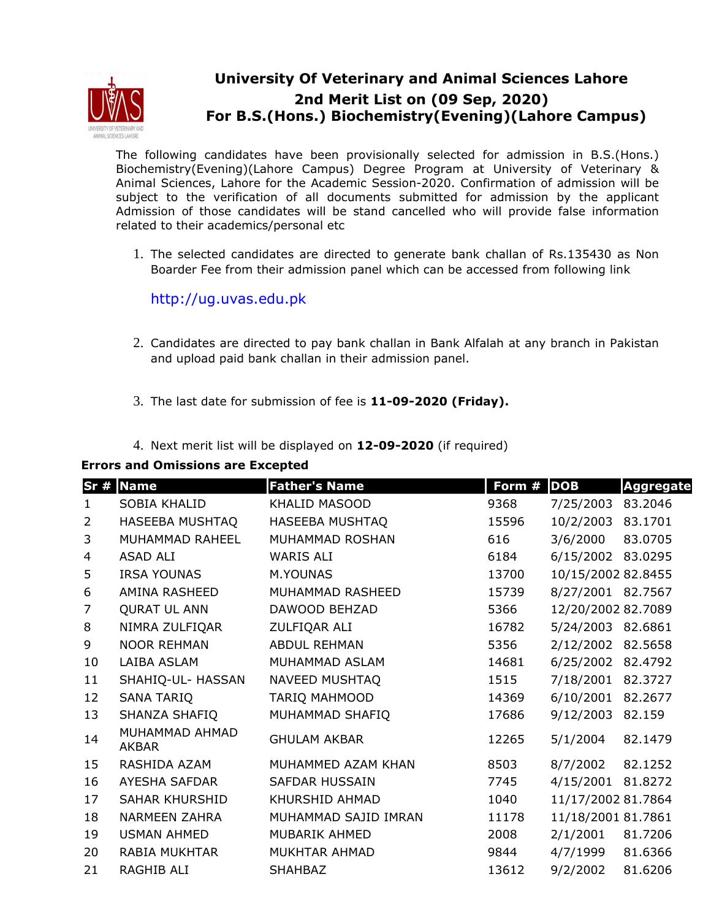# University Of Veterinary and Animal Sciences Lahore
## 2nd Merit List on (09 Sep, 2020)
## For B.S.(Hons.) Biochemistry(Evening)(Lahore Campus)

The following candidates have been provisionally selected for admission in B.S.(Hons.) Biochemistry(Evening)(Lahore Campus) Degree Program at University of Veterinary & Animal Sciences, Lahore for the Academic Session-2020. Confirmation of admission will be subject to the verification of all documents submitted for admission by the applicant Admission of those candidates will be stand cancelled who will provide false information related to their academics/personal etc

1. The selected candidates are directed to generate bank challan of Rs.135430 as Non Boarder Fee from their admission panel which can be accessed from following link

   http://ug.uvas.edu.pk

2. Candidates are directed to pay bank challan in Bank Alfalah at any branch in Pakistan and upload paid bank challan in their admission panel.

3. The last date for submission of fee is **11-09-2020 (Friday).**

4. Next merit list will be displayed on **12-09-2020** (if required)

**Errors and Omissions are Excepted**

| Sr # | Name | Father's Name | Form # | DOB | Aggregate |
|---|---|---|---|---|---|
| 1 | SOBIA KHALID | KHALID MASOOD | 9368 | 7/25/2003 | 83.2046 |
| 2 | HASEEBA MUSHTAQ | HASEEBA MUSHTAQ | 15596 | 10/2/2003 | 83.1701 |
| 3 | MUHAMMAD RAHEEL | MUHAMMAD ROSHAN | 616 | 3/6/2000 | 83.0705 |
| 4 | ASAD ALI | WARIS ALI | 6184 | 6/15/2002 | 83.0295 |
| 5 | IRSA YOUNAS | M.YOUNAS | 13700 | 10/15/2002 | 82.8455 |
| 6 | AMINA RASHEED | MUHAMMAD RASHEED | 15739 | 8/27/2001 | 82.7567 |
| 7 | QURAT UL ANN | DAWOOD BEHZAD | 5366 | 12/20/2002 | 82.7089 |
| 8 | NIMRA ZULFIQAR | ZULFIQAR ALI | 16782 | 5/24/2003 | 82.6861 |
| 9 | NOOR REHMAN | ABDUL REHMAN | 5356 | 2/12/2002 | 82.5658 |
| 10 | LAIBA ASLAM | MUHAMMAD ASLAM | 14681 | 6/25/2002 | 82.4792 |
| 11 | SHAHIQ-UL- HASSAN | NAVEED MUSHTAQ | 1515 | 7/18/2001 | 82.3727 |
| 12 | SANA TARIQ | TARIQ MAHMOOD | 14369 | 6/10/2001 | 82.2677 |
| 13 | SHANZA SHAFIQ | MUHAMMAD SHAFIQ | 17686 | 9/12/2003 | 82.159 |
| 14 | MUHAMMAD AHMAD AKBAR | GHULAM AKBAR | 12265 | 5/1/2004 | 82.1479 |
| 15 | RASHIDA AZAM | MUHAMMED AZAM KHAN | 8503 | 8/7/2002 | 82.1252 |
| 16 | AYESHA SAFDAR | SAFDAR HUSSAIN | 7745 | 4/15/2001 | 81.8272 |
| 17 | SAHAR KHURSHID | KHURSHID AHMAD | 1040 | 11/17/2002 | 81.7864 |
| 18 | NARMEEN ZAHRA | MUHAMMAD SAJID IMRAN | 11178 | 11/18/2001 | 81.7861 |
| 19 | USMAN AHMED | MUBARIK AHMED | 2008 | 2/1/2001 | 81.7206 |
| 20 | RABIA MUKHTAR | MUKHTAR AHMAD | 9844 | 4/7/1999 | 81.6366 |
| 21 | RAGHIB ALI | SHAHBAZ | 13612 | 9/2/2002 | 81.6206 |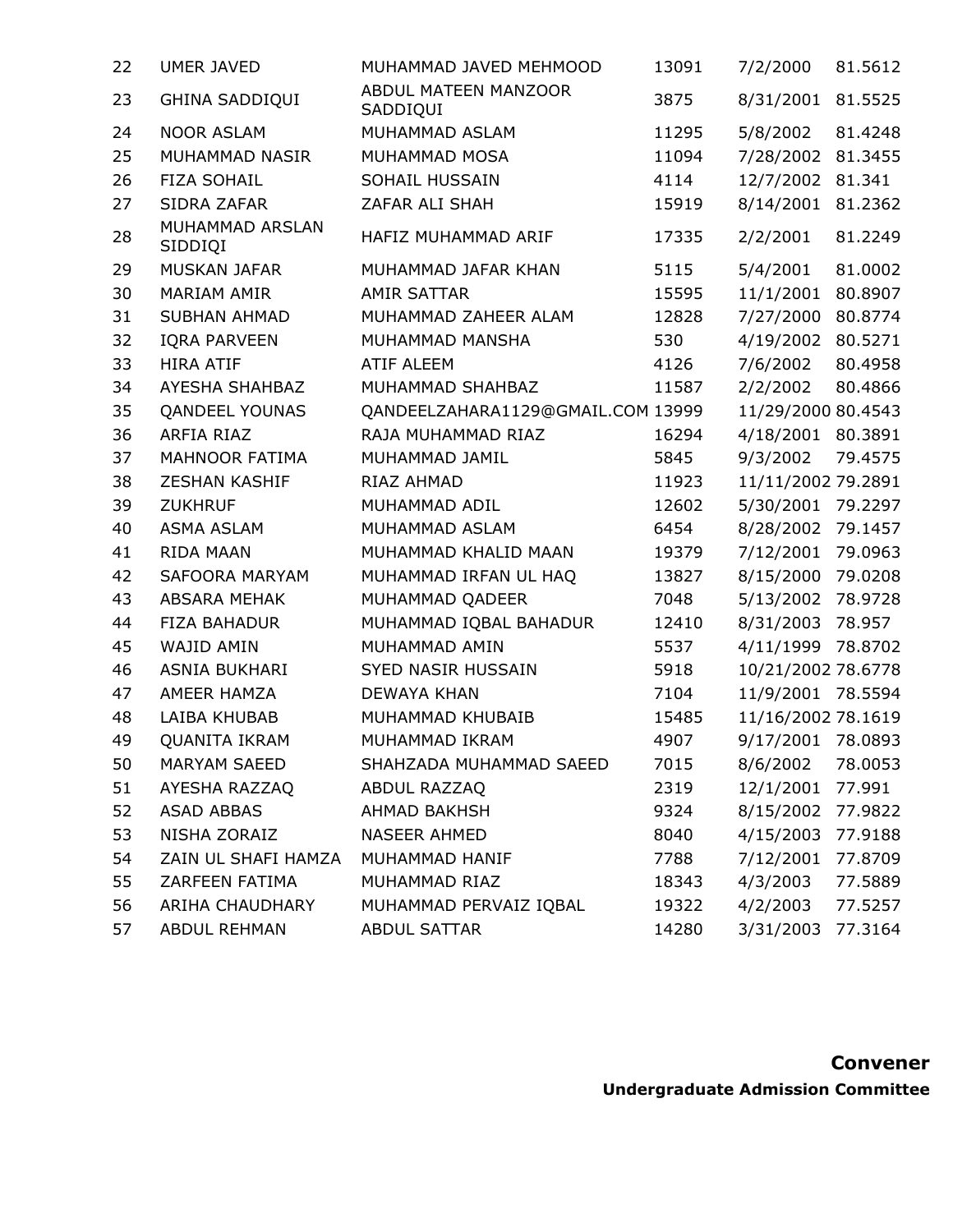| | | | | | |
|---|---|---|---|---|---|
| 22 | UMER JAVED | MUHAMMAD JAVED MEHMOOD | 13091 | 7/2/2000 | 81.5612 |
| 23 | GHINA SADDIQUI | ABDUL MATEEN MANZOOR SADDIQUI | 3875 | 8/31/2001 | 81.5525 |
| 24 | NOOR ASLAM | MUHAMMAD ASLAM | 11295 | 5/8/2002 | 81.4248 |
| 25 | MUHAMMAD NASIR | MUHAMMAD MOSA | 11094 | 7/28/2002 | 81.3455 |
| 26 | FIZA SOHAIL | SOHAIL HUSSAIN | 4114 | 12/7/2002 | 81.341 |
| 27 | SIDRA ZAFAR | ZAFAR ALI SHAH | 15919 | 8/14/2001 | 81.2362 |
| 28 | MUHAMMAD ARSLAN SIDDIQI | HAFIZ MUHAMMAD ARIF | 17335 | 2/2/2001 | 81.2249 |
| 29 | MUSKAN JAFAR | MUHAMMAD JAFAR KHAN | 5115 | 5/4/2001 | 81.0002 |
| 30 | MARIAM AMIR | AMIR SATTAR | 15595 | 11/1/2001 | 80.8907 |
| 31 | SUBHAN AHMAD | MUHAMMAD ZAHEER ALAM | 12828 | 7/27/2000 | 80.8774 |
| 32 | IQRA PARVEEN | MUHAMMAD MANSHA | 530 | 4/19/2002 | 80.5271 |
| 33 | HIRA ATIF | ATIF ALEEM | 4126 | 7/6/2002 | 80.4958 |
| 34 | AYESHA SHAHBAZ | MUHAMMAD SHAHBAZ | 11587 | 2/2/2002 | 80.4866 |
| 35 | QANDEEL YOUNAS | QANDEELZAHARA1129@GMAIL.COM | 13999 | 11/29/2000 | 80.4543 |
| 36 | ARFIA RIAZ | RAJA MUHAMMAD RIAZ | 16294 | 4/18/2001 | 80.3891 |
| 37 | MAHNOOR FATIMA | MUHAMMAD JAMIL | 5845 | 9/3/2002 | 79.4575 |
| 38 | ZESHAN KASHIF | RIAZ AHMAD | 11923 | 11/11/2002 | 79.2891 |
| 39 | ZUKHRUF | MUHAMMAD ADIL | 12602 | 5/30/2001 | 79.2297 |
| 40 | ASMA ASLAM | MUHAMMAD ASLAM | 6454 | 8/28/2002 | 79.1457 |
| 41 | RIDA MAAN | MUHAMMAD KHALID MAAN | 19379 | 7/12/2001 | 79.0963 |
| 42 | SAFOORA MARYAM | MUHAMMAD IRFAN UL HAQ | 13827 | 8/15/2000 | 79.0208 |
| 43 | ABSARA MEHAK | MUHAMMAD QADEER | 7048 | 5/13/2002 | 78.9728 |
| 44 | FIZA BAHADUR | MUHAMMAD IQBAL BAHADUR | 12410 | 8/31/2003 | 78.957 |
| 45 | WAJID AMIN | MUHAMMAD AMIN | 5537 | 4/11/1999 | 78.8702 |
| 46 | ASNIA BUKHARI | SYED NASIR HUSSAIN | 5918 | 10/21/2002 | 78.6778 |
| 47 | AMEER HAMZA | DEWAYA KHAN | 7104 | 11/9/2001 | 78.5594 |
| 48 | LAIBA KHUBAB | MUHAMMAD KHUBAIB | 15485 | 11/16/2002 | 78.1619 |
| 49 | QUANITA IKRAM | MUHAMMAD IKRAM | 4907 | 9/17/2001 | 78.0893 |
| 50 | MARYAM SAEED | SHAHZADA MUHAMMAD SAEED | 7015 | 8/6/2002 | 78.0053 |
| 51 | AYESHA RAZZAQ | ABDUL RAZZAQ | 2319 | 12/1/2001 | 77.991 |
| 52 | ASAD ABBAS | AHMAD BAKHSH | 9324 | 8/15/2002 | 77.9822 |
| 53 | NISHA ZORAIZ | NASEER AHMED | 8040 | 4/15/2003 | 77.9188 |
| 54 | ZAIN UL SHAFI HAMZA | MUHAMMAD HANIF | 7788 | 7/12/2001 | 77.8709 |
| 55 | ZARFEEN FATIMA | MUHAMMAD RIAZ | 18343 | 4/3/2003 | 77.5889 |
| 56 | ARIHA CHAUDHARY | MUHAMMAD PERVAIZ IQBAL | 19322 | 4/2/2003 | 77.5257 |
| 57 | ABDUL REHMAN | ABDUL SATTAR | 14280 | 3/31/2003 | 77.3164 |

**Convener**
**Undergraduate Admission Committee**